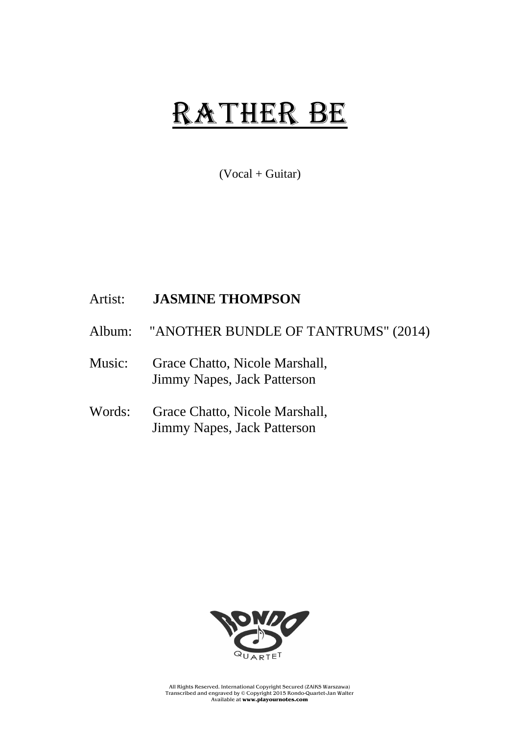# RATHER BE

(Vocal + Guitar)

Artist: **JASMINE THOMPSON**

Album: "ANOTHER BUNDLE OF TANTRUMS" (2014)

Music: Grace Chatto, Nicole Marshall, Jimmy Napes, Jack Patterson

Words: Grace Chatto, Nicole Marshall, Jimmy Napes, Jack Patterson

RONDO QUARTET

All Rights Reserved. International Copyright Secured (ZAiKS Warszawa)
Transcribed and engraved by © Copyright 2015 Rondo-Quartet-Jan Walter
Available at **www.playournotes.com**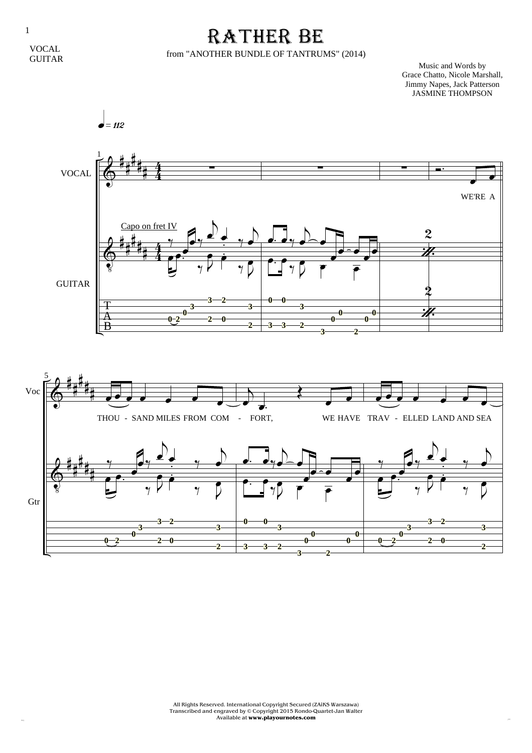# RATHER BE

VOCAL
GUITAR

from "ANOTHER BUNDLE OF TANTRUMS" (2014)

Music and Words by
Grace Chatto, Nicole Marshall,
Jimmy Napes, Jack Patterson
JASMINE THOMPSON

♩ = 112

Capo on fret IV

WE'RE A

THOU - SAND MILES FROM COM - FORT, WE HAVE TRAV - ELLED LAND AND SEA

All Rights Reserved. International Copyright Secured (ZAiKS Warszawa)
Transcribed and engraved by © Copyright 2015 Rondo-Quartet-Jan Walter
Available at **www.playournotes.com**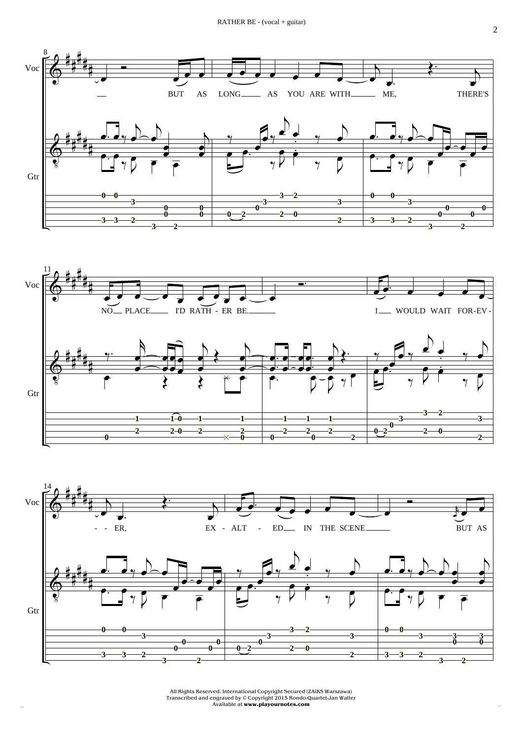Voc

Gtr

BUT AS LONG AS YOU ARE WITH ME, THERE'S

NO PLACE I'D RATH - ER BE. I WOULD WAIT FOR-EV -

- - ER, EX - ALT - ED IN THE SCENE BUT AS

All Rights Reserved. International Copyright Secured (ZAiKS Warszawa)
Transcribed and engraved by © Copyright 2015 Rondo-Quartet-Jan Walter
Available at **www.playournotes.com**